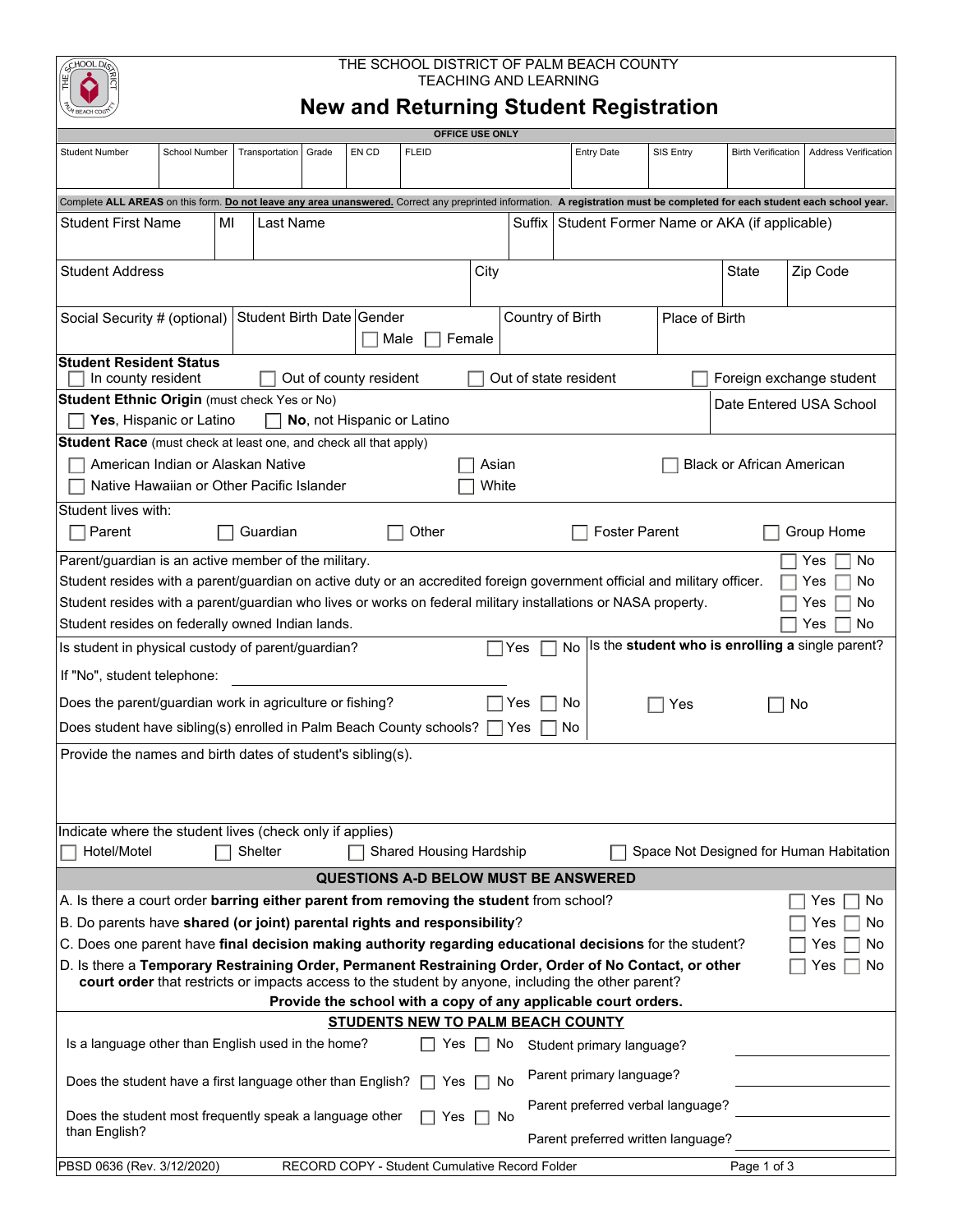THE SCHOOL DISTRICT OF PALM BEACH COUNTY
TEACHING AND LEARNING

# New and Returning Student Registration

**OFFICE USE ONLY**

| Student Number | School Number | Transportation | Grade | EN CD | FLEID | Entry Date | SIS Entry | Birth Verification | Address Verification |
|---|---|---|---|---|---|---|---|---|---|
| | | | | | | | | | |

Complete **ALL AREAS** on this form. **Do not leave any area unanswered.** Correct any preprinted information. **A registration must be completed for each student each school year.**

| Student First Name | MI | Last Name | Suffix | Student Former Name or AKA (if applicable) |
|---|---|---|---|---|
| | | | | |

| Student Address | City | State | Zip Code |
|---|---|---|---|
| | | | |

| Social Security # (optional) | Student Birth Date | Gender ☐ Male ☐ Female | Country of Birth | Place of Birth |
|---|---|---|---|---|
| | | | | |

**Student Resident Status**
☐ In county resident ☐ Out of county resident ☐ Out of state resident ☐ Foreign exchange student

**Student Ethnic Origin** (must check Yes or No)
☐ **Yes**, Hispanic or Latino ☐ **No**, not Hispanic or Latino

Date Entered USA School

**Student Race** (must check at least one, and check all that apply)
☐ American Indian or Alaskan Native ☐ Asian ☐ Black or African American
☐ Native Hawaiian or Other Pacific Islander ☐ White

Student lives with:
☐ Parent ☐ Guardian ☐ Other ☐ Foster Parent ☐ Group Home

Parent/guardian is an active member of the military. ☐ Yes ☐ No
Student resides with a parent/guardian on active duty or an accredited foreign government official and military officer. ☐ Yes ☐ No
Student resides with a parent/guardian who lives or works on federal military installations or NASA property. ☐ Yes ☐ No
Student resides on federally owned Indian lands. ☐ Yes ☐ No

Is student in physical custody of parent/guardian? ☐ Yes ☐ No

If "No", student telephone: ____________________

Does the parent/guardian work in agriculture or fishing? ☐ Yes ☐ No

Does student have sibling(s) enrolled in Palm Beach County schools? ☐ Yes ☐ No

Is the **student who is enrolling a** single parent? ☐ Yes ☐ No

Provide the names and birth dates of student's sibling(s).

Indicate where the student lives (check only if applies)
☐ Hotel/Motel ☐ Shelter ☐ Shared Housing Hardship ☐ Space Not Designed for Human Habitation

## QUESTIONS A-D BELOW MUST BE ANSWERED

A. Is there a court order **barring either parent from removing the student** from school? ☐ Yes ☐ No
B. Do parents have **shared (or joint) parental rights and responsibility**? ☐ Yes ☐ No
C. Does one parent have **final decision making authority regarding educational decisions** for the student? ☐ Yes ☐ No
D. Is there a **Temporary Restraining Order, Permanent Restraining Order, Order of No Contact, or other court order** that restricts or impacts access to the student by anyone, including the other parent? ☐ Yes ☐ No

**Provide the school with a copy of any applicable court orders.**

## STUDENTS NEW TO PALM BEACH COUNTY

Is a language other than English used in the home? ☐ Yes ☐ No

Does the student have a first language other than English? ☐ Yes ☐ No

Does the student most frequently speak a language other than English? ☐ Yes ☐ No

Student primary language? ____________________

Parent primary language? ____________________

Parent preferred verbal language? ____________________

Parent preferred written language? ____________________

PBSD 0636 (Rev. 3/12/2020) RECORD COPY - Student Cumulative Record Folder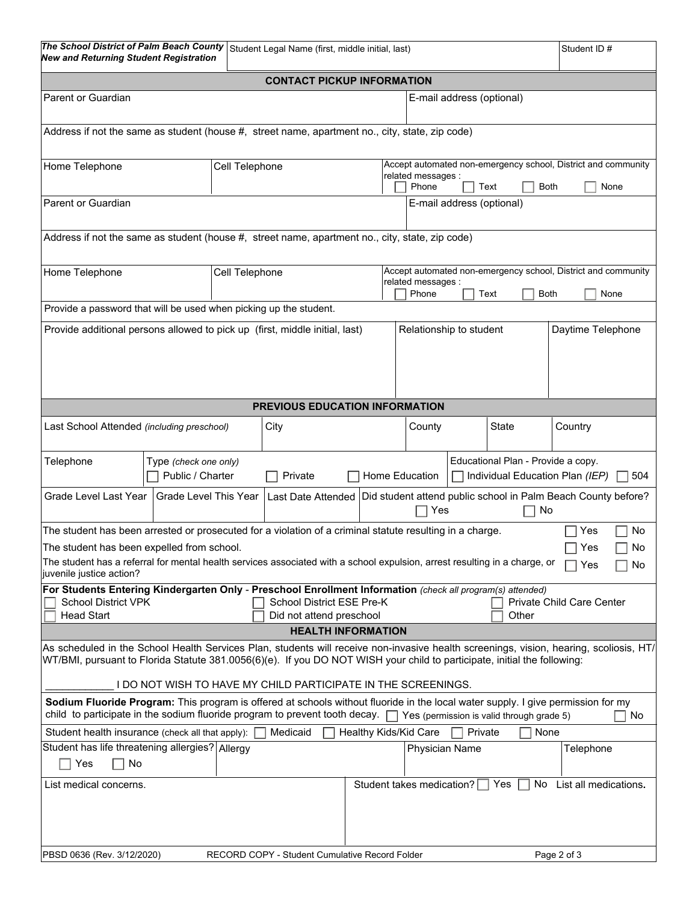| ***The School District of Palm Beach County New and Returning Student Registration*** | Student Legal Name (first, middle initial, last) | Student ID # |
|---|---|---|

## CONTACT PICKUP INFORMATION

| Parent or Guardian | | E-mail address (optional) |
|---|---|---|
| Address if not the same as student (house #, street name, apartment no., city, state, zip code) | | |
| Home Telephone | Cell Telephone | Accept automated non-emergency school, District and community related messages : ☐ Phone ☐ Text ☐ Both ☐ None |
| Parent or Guardian | | E-mail address (optional) |
| Address if not the same as student (house #, street name, apartment no., city, state, zip code) | | |
| Home Telephone | Cell Telephone | Accept automated non-emergency school, District and community related messages : ☐ Phone ☐ Text ☐ Both ☐ None |
| Provide a password that will be used when picking up the student. | | |

| Provide additional persons allowed to pick up (first, middle initial, last) | Relationship to student | Daytime Telephone |
|---|---|---|
| | | |

## PREVIOUS EDUCATION INFORMATION

| Last School Attended *(including preschool)* | City | County | State | Country |
|---|---|---|---|---|

| Telephone | Type *(check one only)* ☐ Public / Charter ☐ Private ☐ Home Education | Educational Plan - Provide a copy. ☐ Individual Education Plan *(IEP)* ☐ 504 |
|---|---|---|

| Grade Level Last Year | Grade Level This Year | Last Date Attended | Did student attend public school in Palm Beach County before? ☐ Yes ☐ No |
|---|---|---|---|

| | | |
|---|---|---|
| The student has been arrested or prosecuted for a violation of a criminal statute resulting in a charge. | ☐ Yes | ☐ No |
| The student has been expelled from school. | ☐ Yes | ☐ No |
| The student has a referral for mental health services associated with a school expulsion, arrest resulting in a charge, or juvenile justice action? | ☐ Yes | ☐ No |

**For Students Entering Kindergarten Only - Preschool Enrollment Information** *(check all program(s) attended)*

☐ School District VPK ☐ School District ESE Pre-K ☐ Private Child Care Center

☐ Head Start ☐ Did not attend preschool ☐ Other

## HEALTH INFORMATION

As scheduled in the School Health Services Plan, students will receive non-invasive health screenings, vision, hearing, scoliosis, HT/WT/BMI, pursuant to Florida Statute 381.0056(6)(e). If you DO NOT WISH your child to participate, initial the following:

___________ I DO NOT WISH TO HAVE MY CHILD PARTICIPATE IN THE SCREENINGS.

**Sodium Fluoride Program:** This program is offered at schools without fluoride in the local water supply. I give permission for my child to participate in the sodium fluoride program to prevent tooth decay. ☐ Yes (permission is valid through grade 5) ☐ No

Student health insurance (check all that apply): ☐ Medicaid ☐ Healthy Kids/Kid Care ☐ Private ☐ None

| Student has life threatening allergies? ☐ Yes ☐ No | Allergy | Physician Name | Telephone |
|---|---|---|---|

| List medical concerns. | Student takes medication? ☐ Yes ☐ No List all medications. |
|---|---|
| | |

PBSD 0636 (Rev. 3/12/2020) RECORD COPY - Student Cumulative Record Folder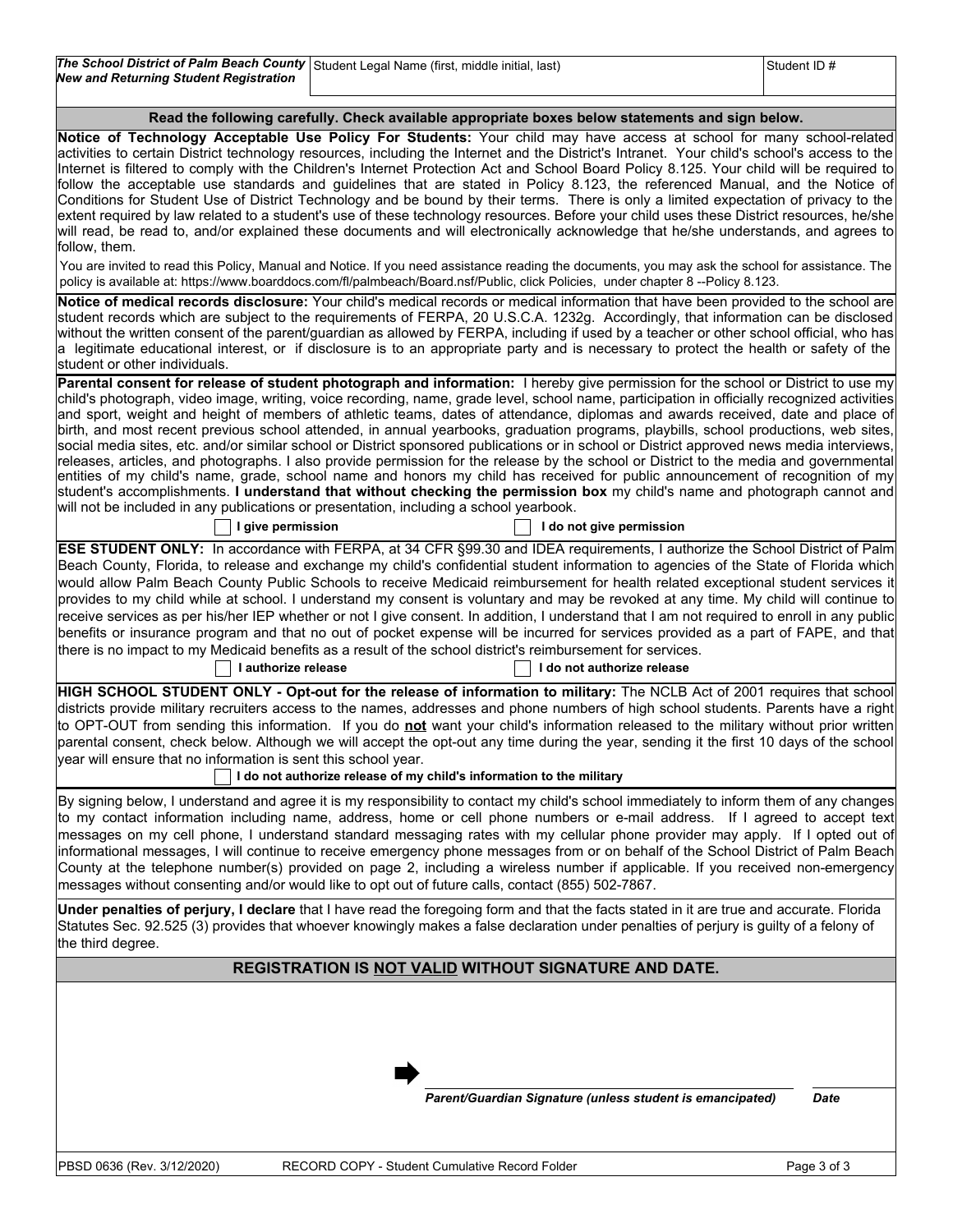| ***The School District of Palm Beach County New and Returning Student Registration*** | Student Legal Name (first, middle initial, last) | Student ID # |
|---|---|---|

**Read the following carefully. Check available appropriate boxes below statements and sign below.**

**Notice of Technology Acceptable Use Policy For Students:** Your child may have access at school for many school-related activities to certain District technology resources, including the Internet and the District's Intranet. Your child's school's access to the Internet is filtered to comply with the Children's Internet Protection Act and School Board Policy 8.125. Your child will be required to follow the acceptable use standards and guidelines that are stated in Policy 8.123, the referenced Manual, and the Notice of Conditions for Student Use of District Technology and be bound by their terms. There is only a limited expectation of privacy to the extent required by law related to a student's use of these technology resources. Before your child uses these District resources, he/she will read, be read to, and/or explained these documents and will electronically acknowledge that he/she understands, and agrees to follow, them.

You are invited to read this Policy, Manual and Notice. If you need assistance reading the documents, you may ask the school for assistance. The policy is available at: https://www.boarddocs.com/fl/palmbeach/Board.nsf/Public, click Policies, under chapter 8 --Policy 8.123.

**Notice of medical records disclosure:** Your child's medical records or medical information that have been provided to the school are student records which are subject to the requirements of FERPA, 20 U.S.C.A. 1232g. Accordingly, that information can be disclosed without the written consent of the parent/guardian as allowed by FERPA, including if used by a teacher or other school official, who has a legitimate educational interest, or if disclosure is to an appropriate party and is necessary to protect the health or safety of the student or other individuals.

**Parental consent for release of student photograph and information:** I hereby give permission for the school or District to use my child's photograph, video image, writing, voice recording, name, grade level, school name, participation in officially recognized activities and sport, weight and height of members of athletic teams, dates of attendance, diplomas and awards received, date and place of birth, and most recent previous school attended, in annual yearbooks, graduation programs, playbills, school productions, web sites, social media sites, etc. and/or similar school or District sponsored publications or in school or District approved news media interviews, releases, articles, and photographs. I also provide permission for the release by the school or District to the media and governmental entities of my child's name, grade, school name and honors my child has received for public announcement of recognition of my student's accomplishments. **I understand that without checking the permission box** my child's name and photograph cannot and will not be included in any publications or presentation, including a school yearbook.

☐ **I give permission** ☐ **I do not give permission**

**ESE STUDENT ONLY:** In accordance with FERPA, at 34 CFR §99.30 and IDEA requirements, I authorize the School District of Palm Beach County, Florida, to release and exchange my child's confidential student information to agencies of the State of Florida which would allow Palm Beach County Public Schools to receive Medicaid reimbursement for health related exceptional student services it provides to my child while at school. I understand my consent is voluntary and may be revoked at any time. My child will continue to receive services as per his/her IEP whether or not I give consent. In addition, I understand that I am not required to enroll in any public benefits or insurance program and that no out of pocket expense will be incurred for services provided as a part of FAPE, and that there is no impact to my Medicaid benefits as a result of the school district's reimbursement for services.

☐ **I authorize release** ☐ **I do not authorize release**

**HIGH SCHOOL STUDENT ONLY - Opt-out for the release of information to military:** The NCLB Act of 2001 requires that school districts provide military recruiters access to the names, addresses and phone numbers of high school students. Parents have a right to OPT-OUT from sending this information. If you do **not** want your child's information released to the military without prior written parental consent, check below. Although we will accept the opt-out any time during the year, sending it the first 10 days of the school year will ensure that no information is sent this school year.

☐ **I do not authorize release of my child's information to the military**

By signing below, I understand and agree it is my responsibility to contact my child's school immediately to inform them of any changes to my contact information including name, address, home or cell phone numbers or e-mail address. If I agreed to accept text messages on my cell phone, I understand standard messaging rates with my cellular phone provider may apply. If I opted out of informational messages, I will continue to receive emergency phone messages from or on behalf of the School District of Palm Beach County at the telephone number(s) provided on page 2, including a wireless number if applicable. If you received non-emergency messages without consenting and/or would like to opt out of future calls, contact (855) 502-7867.

**Under penalties of perjury, I declare** that I have read the foregoing form and that the facts stated in it are true and accurate. Florida Statutes Sec. 92.525 (3) provides that whoever knowingly makes a false declaration under penalties of perjury is guilty of a felony of the third degree.

**REGISTRATION IS NOT VALID WITHOUT SIGNATURE AND DATE.**

➡ ______________________________________________ ____________

***Parent/Guardian Signature (unless student is emancipated)*** ***Date***

PBSD 0636 (Rev. 3/12/2020) RECORD COPY - Student Cumulative Record Folder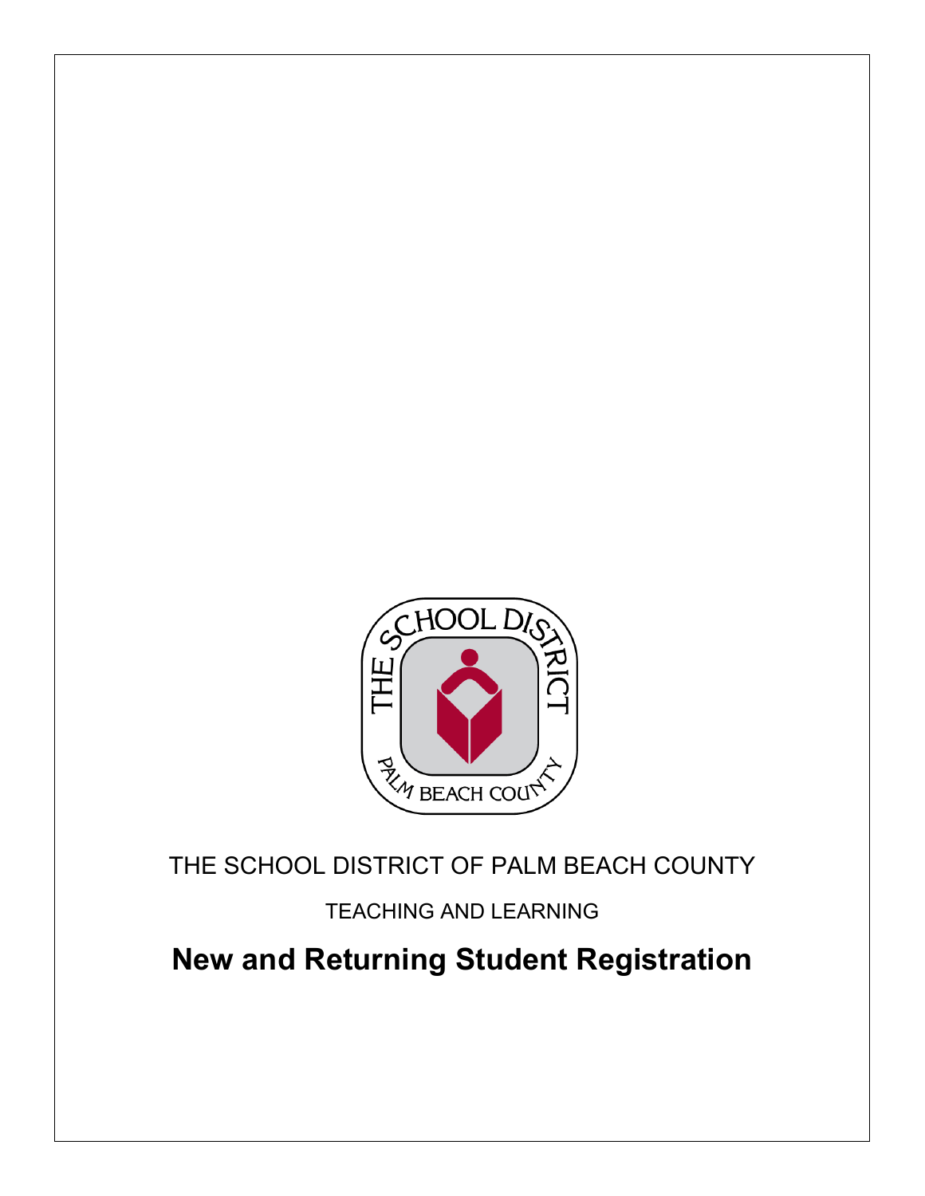THE SCHOOL DISTRICT OF PALM BEACH COUNTY

TEACHING AND LEARNING

# New and Returning Student Registration